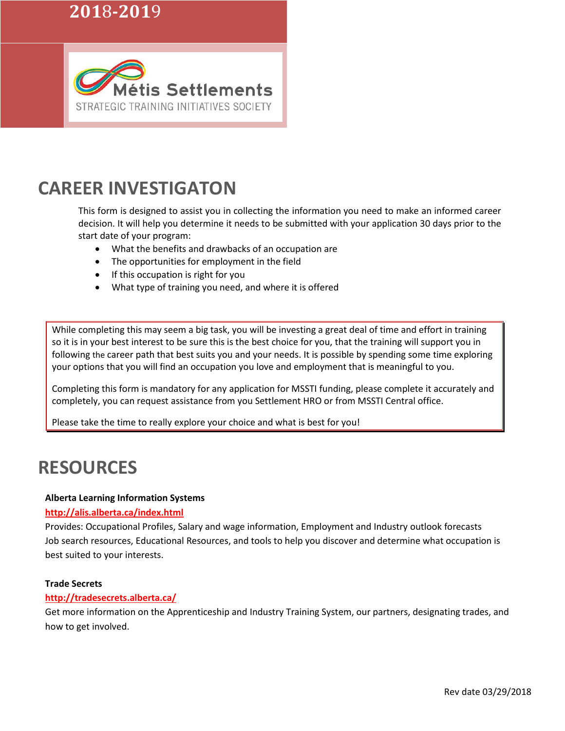2018-2019

Métis Settlements

STRATEGIC TRAINING INITIATIVES SOCIETY

# CAREER INVESTIGATON

This form is designed to assist you in collecting the information you need to make an informed career decision. It will help you determine it needs to be submitted with your application 30 days prior to the start date of your program:

- What the benefits and drawbacks of an occupation are
- The opportunities for employment in the field
- If this occupation is right for you
- What type of training you need, and where it is offered

While completing this may seem a big task, you will be investing a great deal of time and effort in training so it is in your best interest to be sure this is the best choice for you, that the training will support you in following the career path that best suits you and your needs. It is possible by spending some time exploring your options that you will find an occupation you love and employment that is meaningful to you.

Completing this form is mandatory for any application for MSSTI funding, please complete it accurately and completely, you can request assistance from you Settlement HRO or from MSSTI Central office.

Please take the time to really explore your choice and what is best for you!

# RESOURCES

**Alberta Learning Information Systems**

**http://alis.alberta.ca/index.html**

Provides: Occupational Profiles, Salary and wage information, Employment and Industry outlook forecasts Job search resources, Educational Resources, and tools to help you discover and determine what occupation is best suited to your interests.

**Trade Secrets**

**http://tradesecrets.alberta.ca/**

Get more information on the Apprenticeship and Industry Training System, our partners, designating trades, and how to get involved.

Rev date 03/29/2018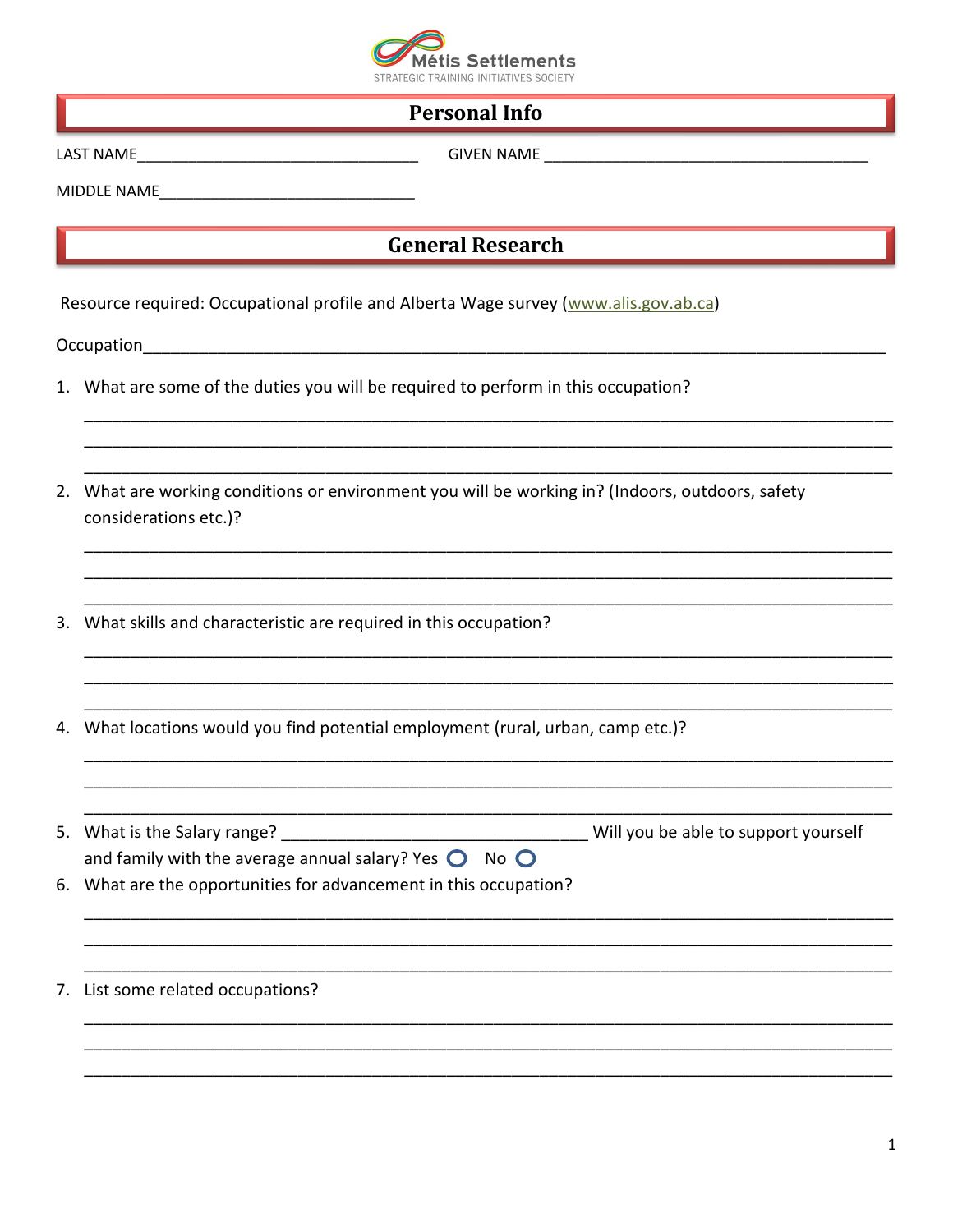Métis Settlements
STRATEGIC TRAINING INITIATIVES SOCIETY

## Personal Info

LAST NAME_________________________________ GIVEN NAME ______________________________________

MIDDLE NAME_____________________________

## General Research

Resource required: Occupational profile and Alberta Wage survey (www.alis.gov.ab.ca)

Occupation_______________________________________________________________________________

1. What are some of the duties you will be required to perform in this occupation?

_______________________________________________________________________________
_______________________________________________________________________________
_______________________________________________________________________________

2. What are working conditions or environment you will be working in? (Indoors, outdoors, safety considerations etc.)?

_______________________________________________________________________________
_______________________________________________________________________________
_______________________________________________________________________________

3. What skills and characteristic are required in this occupation?

_______________________________________________________________________________
_______________________________________________________________________________
_______________________________________________________________________________

4. What locations would you find potential employment (rural, urban, camp etc.)?

_______________________________________________________________________________
_______________________________________________________________________________
_______________________________________________________________________________

5. What is the Salary range? ___________________________________ Will you be able to support yourself and family with the average annual salary? Yes ○ No ○

6. What are the opportunities for advancement in this occupation?

_______________________________________________________________________________
_______________________________________________________________________________
_______________________________________________________________________________

7. List some related occupations?

_______________________________________________________________________________
_______________________________________________________________________________
_______________________________________________________________________________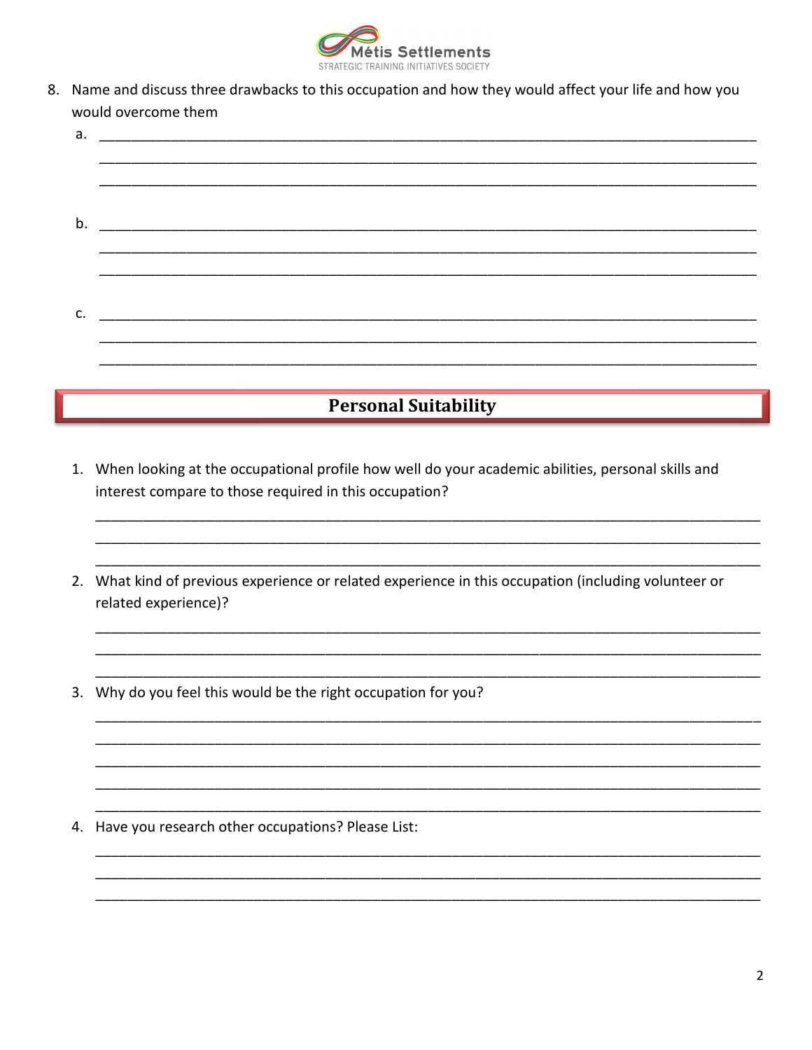8. Name and discuss three drawbacks to this occupation and how they would affect your life and how you would overcome them

   a. ______________________________________________________________________________

   ______________________________________________________________________________

   ______________________________________________________________________________

   b. ______________________________________________________________________________

   ______________________________________________________________________________

   ______________________________________________________________________________

   c. ______________________________________________________________________________

   ______________________________________________________________________________

   ______________________________________________________________________________

## Personal Suitability

1. When looking at the occupational profile how well do your academic abilities, personal skills and interest compare to those required in this occupation?

   ______________________________________________________________________________

   ______________________________________________________________________________

   ______________________________________________________________________________

2. What kind of previous experience or related experience in this occupation (including volunteer or related experience)?

   ______________________________________________________________________________

   ______________________________________________________________________________

   ______________________________________________________________________________

3. Why do you feel this would be the right occupation for you?

   ______________________________________________________________________________

   ______________________________________________________________________________

   ______________________________________________________________________________

   ______________________________________________________________________________

   ______________________________________________________________________________

4. Have you research other occupations? Please List:

   ______________________________________________________________________________

   ______________________________________________________________________________

   ______________________________________________________________________________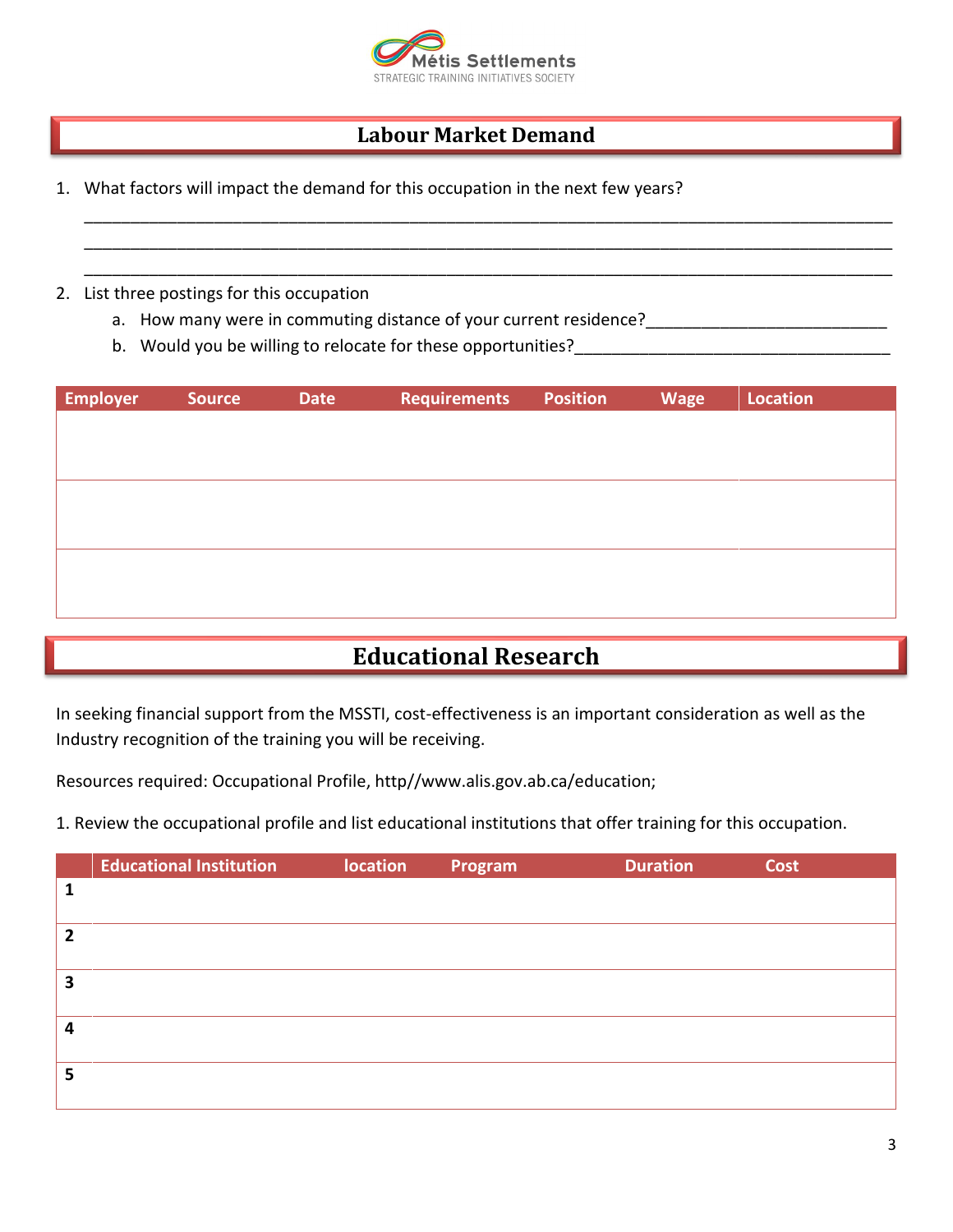## Labour Market Demand

1. What factors will impact the demand for this occupation in the next few years?

_______________________________________________________________________________

_______________________________________________________________________________

_______________________________________________________________________________

2. List three postings for this occupation
   a. How many were in commuting distance of your current residence?_________________________
   b. Would you be willing to relocate for these opportunities?_________________________________

| Employer | Source | Date | Requirements | Position | Wage | Location |
|---|---|---|---|---|---|---|
| | | | | | | |
| | | | | | | |
| | | | | | | |

## Educational Research

In seeking financial support from the MSSTI, cost-effectiveness is an important consideration as well as the Industry recognition of the training you will be receiving.

Resources required: Occupational Profile, http//www.alis.gov.ab.ca/education;

1. Review the occupational profile and list educational institutions that offer training for this occupation.

| | Educational Institution | location | Program | Duration | Cost |
|---|---|---|---|---|---|
| 1 | | | | | |
| 2 | | | | | |
| 3 | | | | | |
| 4 | | | | | |
| 5 | | | | | |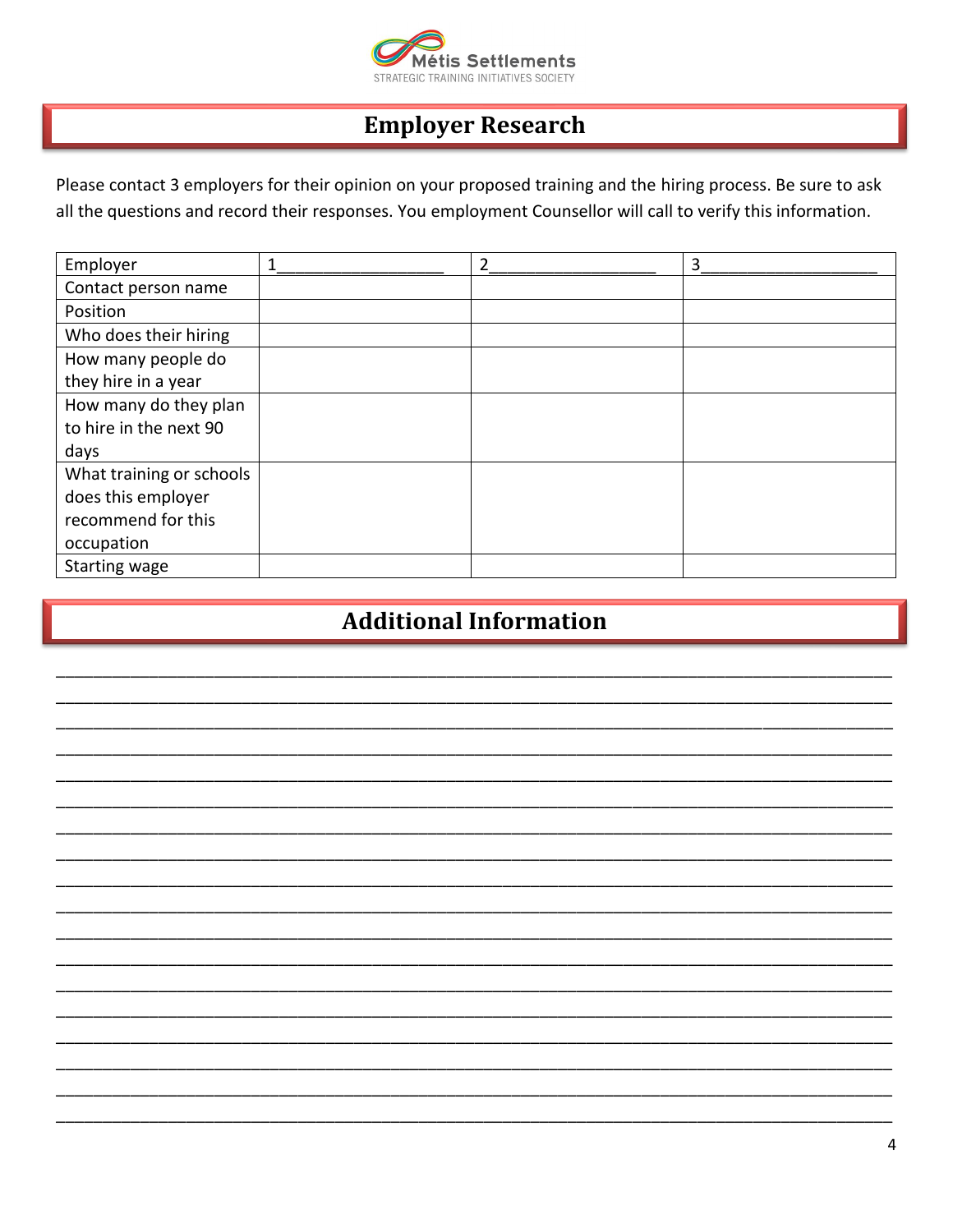Métis Settlements
STRATEGIC TRAINING INITIATIVES SOCIETY

## Employer Research

Please contact 3 employers for their opinion on your proposed training and the hiring process. Be sure to ask all the questions and record their responses. You employment Counsellor will call to verify this information.

| Employer | 1_________________ | 2_________________ | 3_________________ |
|---|---|---|---|
| Contact person name | | | |
| Position | | | |
| Who does their hiring | | | |
| How many people do they hire in a year | | | |
| How many do they plan to hire in the next 90 days | | | |
| What training or schools does this employer recommend for this occupation | | | |
| Starting wage | | | |

## Additional Information

_______________________________________________________________________________
_______________________________________________________________________________
_______________________________________________________________________________
_______________________________________________________________________________
_______________________________________________________________________________
_______________________________________________________________________________
_______________________________________________________________________________
_______________________________________________________________________________
_______________________________________________________________________________
_______________________________________________________________________________
_______________________________________________________________________________
_______________________________________________________________________________
_______________________________________________________________________________
_______________________________________________________________________________
_______________________________________________________________________________
_______________________________________________________________________________
_______________________________________________________________________________
_______________________________________________________________________________